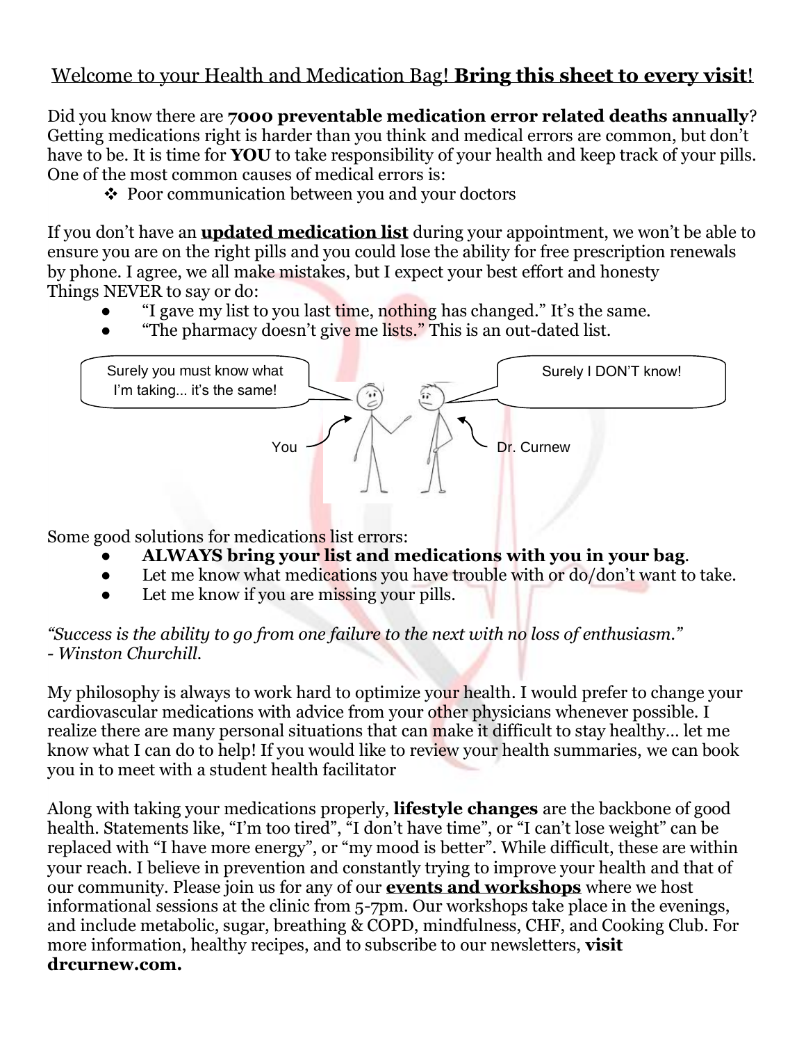Welcome to your Health and Medication Bag! **Bring this sheet to every visit!**

Did you know there are **7000 preventable medication error related deaths annually**? Getting medications right is harder than you think and medical errors are common, but don't have to be. It is time for **YOU** to take responsibility of your health and keep track of your pills. One of the most common causes of medical errors is:

- Poor communication between you and your doctors

If you don't have an **updated medication list** during your appointment, we won't be able to ensure you are on the right pills and you could lose the ability for free prescription renewals by phone. I agree, we all make mistakes, but I expect your best effort and honesty

Things NEVER to say or do:

- "I gave my list to you last time, nothing has changed." It's the same.
- "The pharmacy doesn't give me lists." This is an out-dated list.

Surely you must know what I'm taking... it's the same!

Surely I DON'T know!

You

Dr. Curnew

Some good solutions for medications list errors:

- **ALWAYS bring your list and medications with you in your bag**.
- Let me know what medications you have trouble with or do/don't want to take.
- Let me know if you are missing your pills.

*"Success is the ability to go from one failure to the next with no loss of enthusiasm." - Winston Churchill.*

My philosophy is always to work hard to optimize your health. I would prefer to change your cardiovascular medications with advice from your other physicians whenever possible. I realize there are many personal situations that can make it difficult to stay healthy... let me know what I can do to help! If you would like to review your health summaries, we can book you in to meet with a student health facilitator

Along with taking your medications properly, **lifestyle changes** are the backbone of good health. Statements like, "I'm too tired", "I don't have time", or "I can't lose weight" can be replaced with "I have more energy", or "my mood is better". While difficult, these are within your reach. I believe in prevention and constantly trying to improve your health and that of our community. Please join us for any of our **events and workshops** where we host informational sessions at the clinic from 5-7pm. Our workshops take place in the evenings, and include metabolic, sugar, breathing & COPD, mindfulness, CHF, and Cooking Club. For more information, healthy recipes, and to subscribe to our newsletters, **visit drcurnew.com.**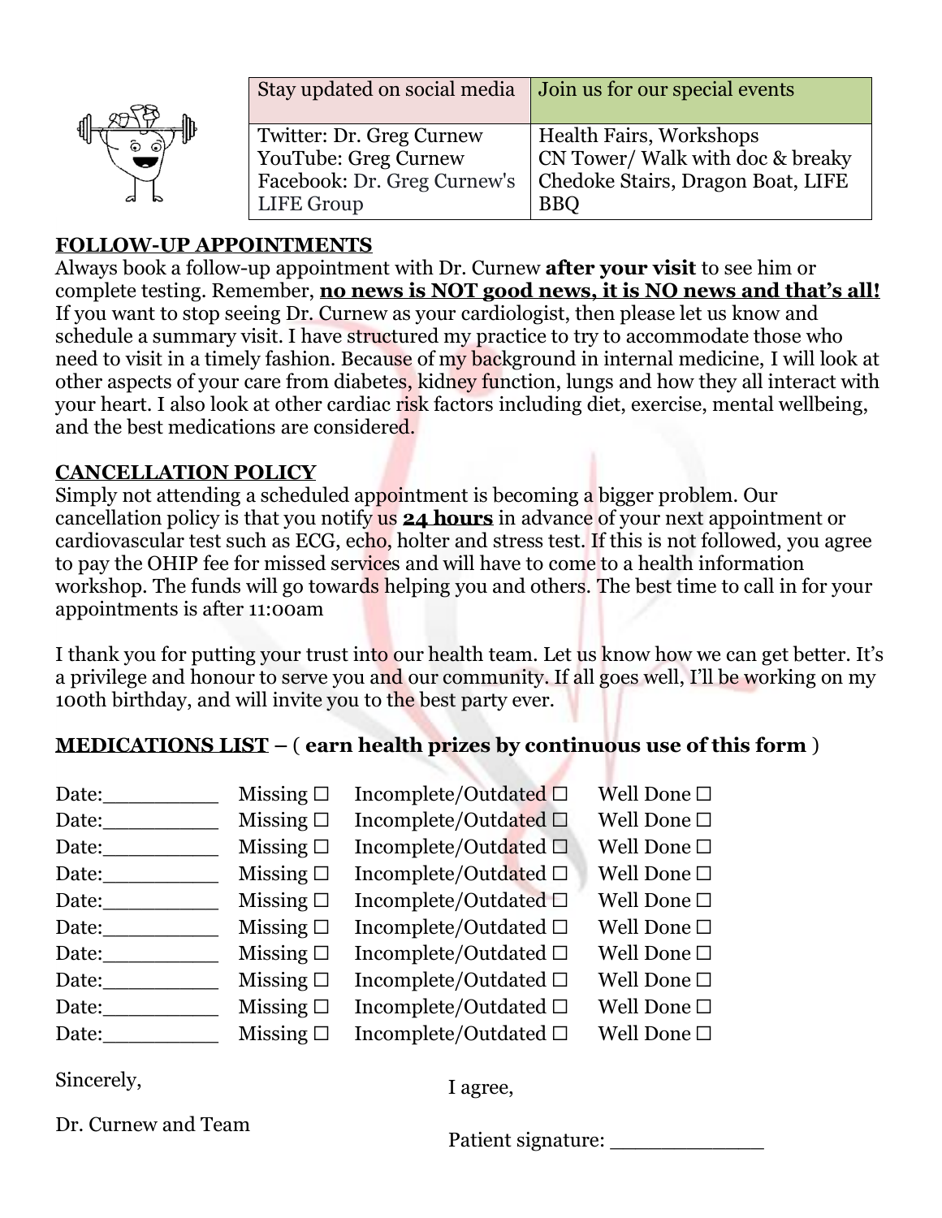| Stay updated on social media | Join us for our special events |
| --- | --- |
| Twitter: Dr. Greg Curnew<br>YouTube: Greg Curnew<br>Facebook: Dr. Greg Curnew's LIFE Group | Health Fairs, Workshops<br>CN Tower/ Walk with doc & breaky<br>Chedoke Stairs, Dragon Boat, LIFE BBQ |

**FOLLOW-UP APPOINTMENTS**

Always book a follow-up appointment with Dr. Curnew **after your visit** to see him or complete testing. Remember, **no news is NOT good news, it is NO news and that's all!** If you want to stop seeing Dr. Curnew as your cardiologist, then please let us know and schedule a summary visit. I have structured my practice to try to accommodate those who need to visit in a timely fashion. Because of my background in internal medicine, I will look at other aspects of your care from diabetes, kidney function, lungs and how they all interact with your heart. I also look at other cardiac risk factors including diet, exercise, mental wellbeing, and the best medications are considered.

**CANCELLATION POLICY**

Simply not attending a scheduled appointment is becoming a bigger problem. Our cancellation policy is that you notify us **24 hours** in advance of your next appointment or cardiovascular test such as ECG, echo, holter and stress test. If this is not followed, you agree to pay the OHIP fee for missed services and will have to come to a health information workshop. The funds will go towards helping you and others. The best time to call in for your appointments is after 11:00am

I thank you for putting your trust into our health team. Let us know how we can get better. It's a privilege and honour to serve you and our community. If all goes well, I'll be working on my 100th birthday, and will invite you to the best party ever.

**MEDICATIONS LIST** – ( **earn health prizes by continuous use of this form** )

Date:__________ Missing ☐ Incomplete/Outdated ☐ Well Done ☐
Date:__________ Missing ☐ Incomplete/Outdated ☐ Well Done ☐
Date:__________ Missing ☐ Incomplete/Outdated ☐ Well Done ☐
Date:__________ Missing ☐ Incomplete/Outdated ☐ Well Done ☐
Date:__________ Missing ☐ Incomplete/Outdated ☐ Well Done ☐
Date:__________ Missing ☐ Incomplete/Outdated ☐ Well Done ☐
Date:__________ Missing ☐ Incomplete/Outdated ☐ Well Done ☐
Date:__________ Missing ☐ Incomplete/Outdated ☐ Well Done ☐
Date:__________ Missing ☐ Incomplete/Outdated ☐ Well Done ☐
Date:__________ Missing ☐ Incomplete/Outdated ☐ Well Done ☐

Sincerely,

Dr. Curnew and Team

I agree,

Patient signature: _____________